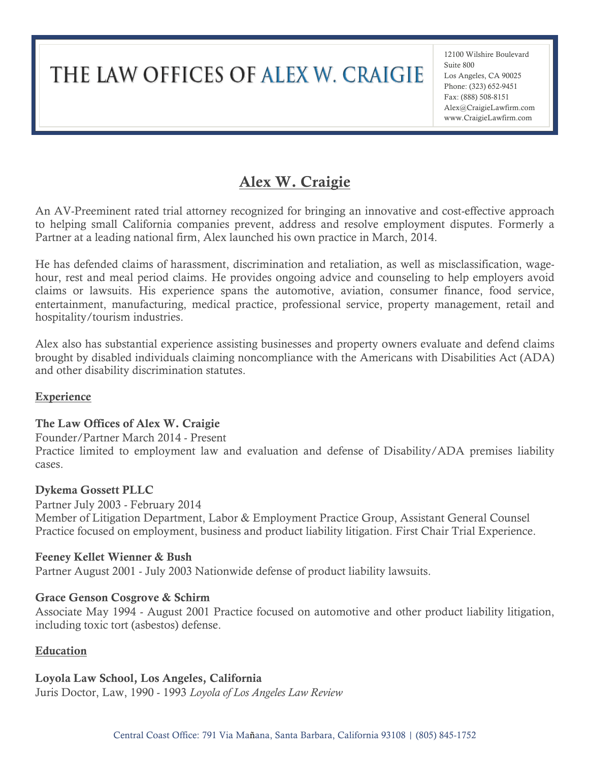# THE LAW OFFICES OF ALEX W. CRAIGIE

12100 Wilshire Boulevard
Suite 800
Los Angeles, CA 90025
Phone: (323) 652-9451
Fax: (888) 508-8151
Alex@CraigieLawfirm.com
www.CraigieLawfirm.com

## Alex W. Craigie

An AV-Preeminent rated trial attorney recognized for bringing an innovative and cost-effective approach to helping small California companies prevent, address and resolve employment disputes. Formerly a Partner at a leading national firm, Alex launched his own practice in March, 2014.

He has defended claims of harassment, discrimination and retaliation, as well as misclassification, wage-hour, rest and meal period claims. He provides ongoing advice and counseling to help employers avoid claims or lawsuits. His experience spans the automotive, aviation, consumer finance, food service, entertainment, manufacturing, medical practice, professional service, property management, retail and hospitality/tourism industries.

Alex also has substantial experience assisting businesses and property owners evaluate and defend claims brought by disabled individuals claiming noncompliance with the Americans with Disabilities Act (ADA) and other disability discrimination statutes.

### Experience

**The Law Offices of Alex W. Craigie**
Founder/Partner March 2014 - Present
Practice limited to employment law and evaluation and defense of Disability/ADA premises liability cases.

**Dykema Gossett PLLC**
Partner July 2003 - February 2014
Member of Litigation Department, Labor & Employment Practice Group, Assistant General Counsel
Practice focused on employment, business and product liability litigation. First Chair Trial Experience.

**Feeney Kellet Wienner & Bush**
Partner August 2001 - July 2003 Nationwide defense of product liability lawsuits.

**Grace Genson Cosgrove & Schirm**
Associate May 1994 - August 2001 Practice focused on automotive and other product liability litigation, including toxic tort (asbestos) defense.

### Education

**Loyola Law School, Los Angeles, California**
Juris Doctor, Law, 1990 - 1993 *Loyola of Los Angeles Law Review*

Central Coast Office: 791 Via Mañana, Santa Barbara, California 93108 | (805) 845-1752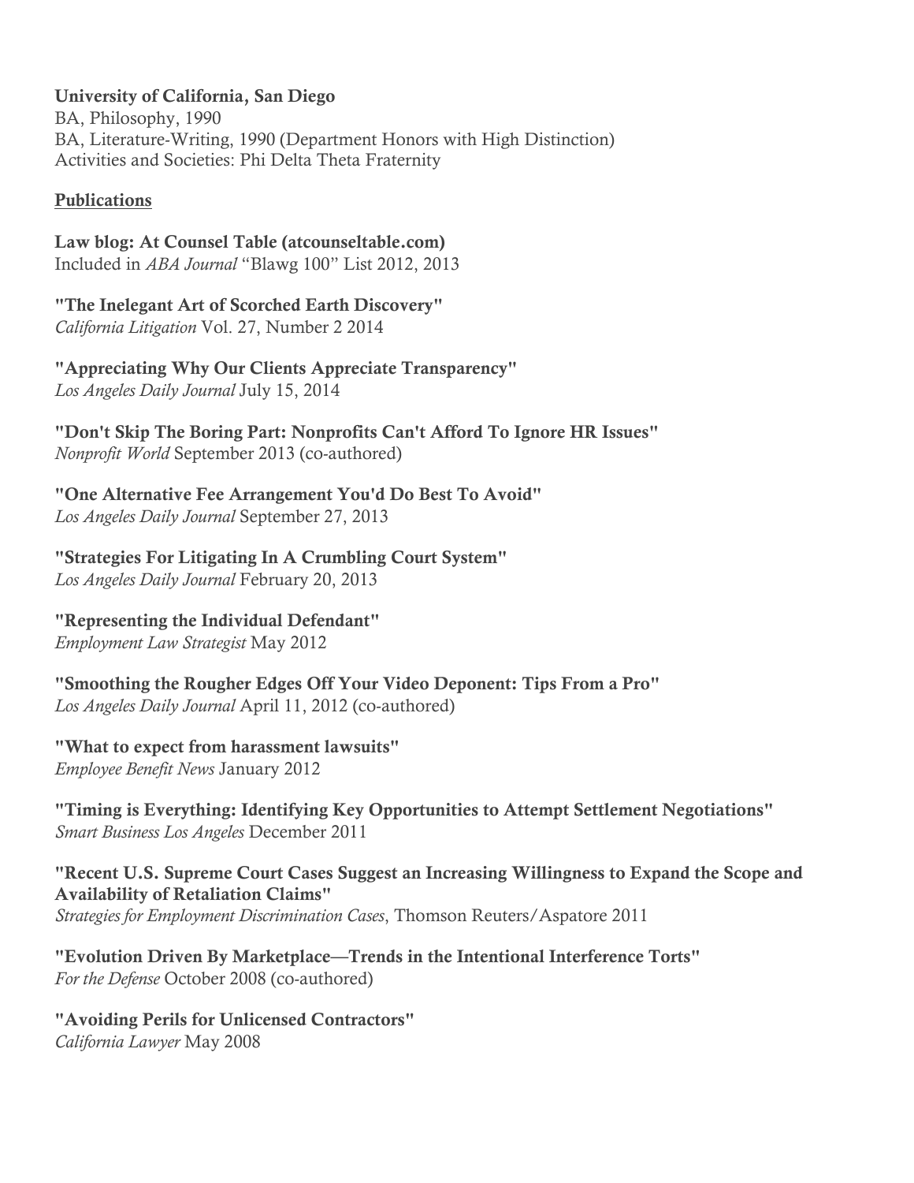**University of California, San Diego**
BA, Philosophy, 1990
BA, Literature-Writing, 1990 (Department Honors with High Distinction)
Activities and Societies: Phi Delta Theta Fraternity

## Publications

**Law blog: At Counsel Table (atcounseltable.com)**
Included in *ABA Journal* "Blawg 100" List 2012, 2013

**"The Inelegant Art of Scorched Earth Discovery"**
*California Litigation* Vol. 27, Number 2 2014

**"Appreciating Why Our Clients Appreciate Transparency"**
*Los Angeles Daily Journal* July 15, 2014

**"Don't Skip The Boring Part: Nonprofits Can't Afford To Ignore HR Issues"**
*Nonprofit World* September 2013 (co-authored)

**"One Alternative Fee Arrangement You'd Do Best To Avoid"**
*Los Angeles Daily Journal* September 27, 2013

**"Strategies For Litigating In A Crumbling Court System"**
*Los Angeles Daily Journal* February 20, 2013

**"Representing the Individual Defendant"**
*Employment Law Strategist* May 2012

**"Smoothing the Rougher Edges Off Your Video Deponent: Tips From a Pro"**
*Los Angeles Daily Journal* April 11, 2012 (co-authored)

**"What to expect from harassment lawsuits"**
*Employee Benefit News* January 2012

**"Timing is Everything: Identifying Key Opportunities to Attempt Settlement Negotiations"**
*Smart Business Los Angeles* December 2011

**"Recent U.S. Supreme Court Cases Suggest an Increasing Willingness to Expand the Scope and Availability of Retaliation Claims"**
*Strategies for Employment Discrimination Cases*, Thomson Reuters/Aspatore 2011

**"Evolution Driven By Marketplace—Trends in the Intentional Interference Torts"**
*For the Defense* October 2008 (co-authored)

**"Avoiding Perils for Unlicensed Contractors"**
*California Lawyer* May 2008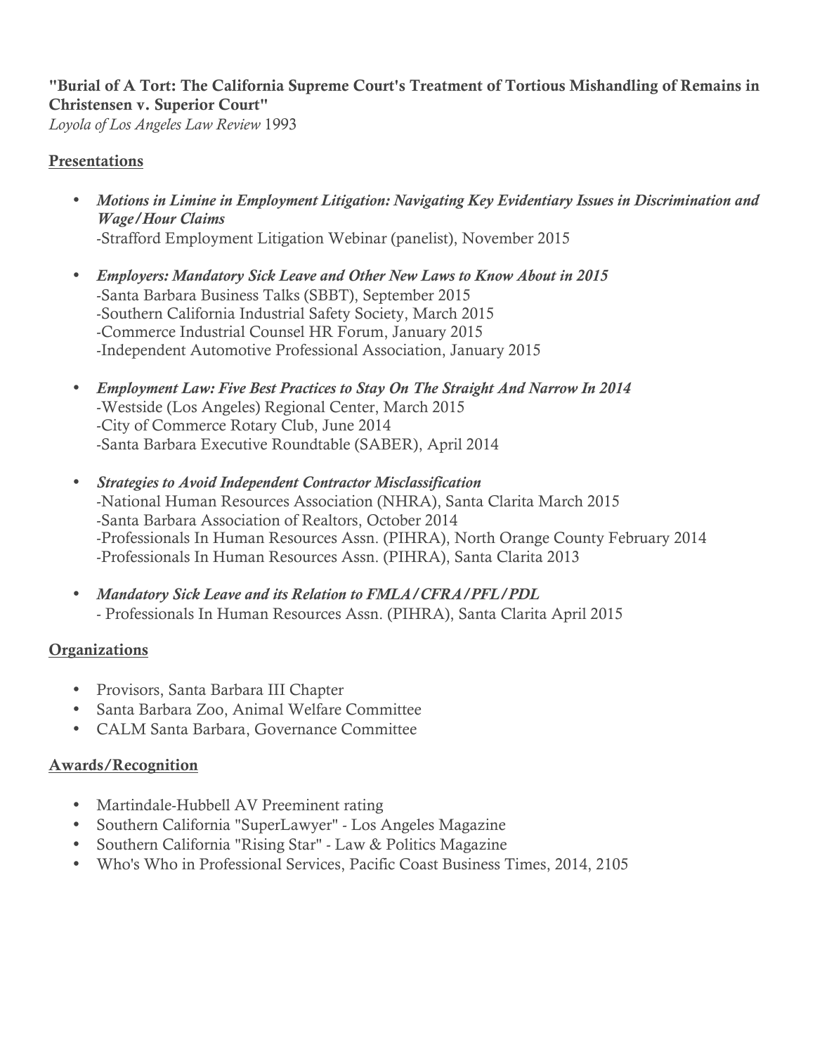**"Burial of A Tort: The California Supreme Court's Treatment of Tortious Mishandling of Remains in Christensen v. Superior Court"**
*Loyola of Los Angeles Law Review* 1993

## Presentations

- ***Motions in Limine in Employment Litigation: Navigating Key Evidentiary Issues in Discrimination and Wage/Hour Claims***
  -Strafford Employment Litigation Webinar (panelist), November 2015

- ***Employers: Mandatory Sick Leave and Other New Laws to Know About in 2015***
  -Santa Barbara Business Talks (SBBT), September 2015
  -Southern California Industrial Safety Society, March 2015
  -Commerce Industrial Counsel HR Forum, January 2015
  -Independent Automotive Professional Association, January 2015

- ***Employment Law: Five Best Practices to Stay On The Straight And Narrow In 2014***
  -Westside (Los Angeles) Regional Center, March 2015
  -City of Commerce Rotary Club, June 2014
  -Santa Barbara Executive Roundtable (SABER), April 2014

- ***Strategies to Avoid Independent Contractor Misclassification***
  -National Human Resources Association (NHRA), Santa Clarita March 2015
  -Santa Barbara Association of Realtors, October 2014
  -Professionals In Human Resources Assn. (PIHRA), North Orange County February 2014
  -Professionals In Human Resources Assn. (PIHRA), Santa Clarita 2013

- ***Mandatory Sick Leave and its Relation to FMLA/CFRA/PFL/PDL***
  - Professionals In Human Resources Assn. (PIHRA), Santa Clarita April 2015

## Organizations

- Provisors, Santa Barbara III Chapter
- Santa Barbara Zoo, Animal Welfare Committee
- CALM Santa Barbara, Governance Committee

## Awards/Recognition

- Martindale-Hubbell AV Preeminent rating
- Southern California "SuperLawyer" - Los Angeles Magazine
- Southern California "Rising Star" - Law & Politics Magazine
- Who's Who in Professional Services, Pacific Coast Business Times, 2014, 2105